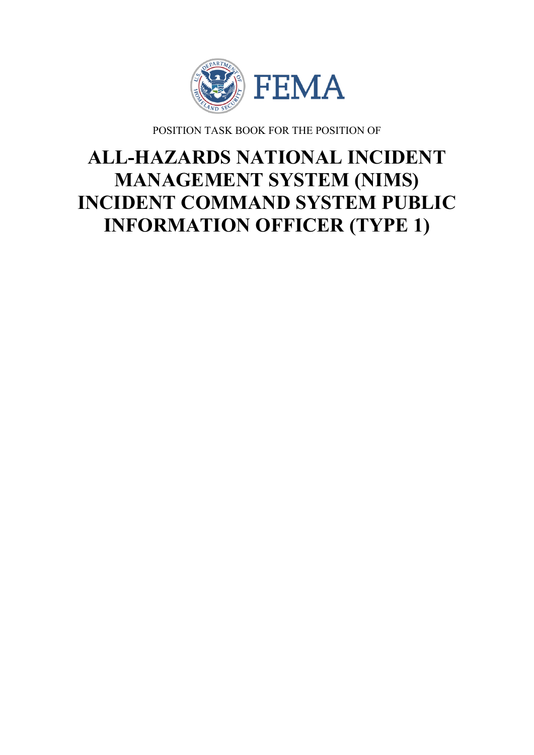FEMA

POSITION TASK BOOK FOR THE POSITION OF

# ALL-HAZARDS NATIONAL INCIDENT MANAGEMENT SYSTEM (NIMS) INCIDENT COMMAND SYSTEM PUBLIC INFORMATION OFFICER (TYPE 1)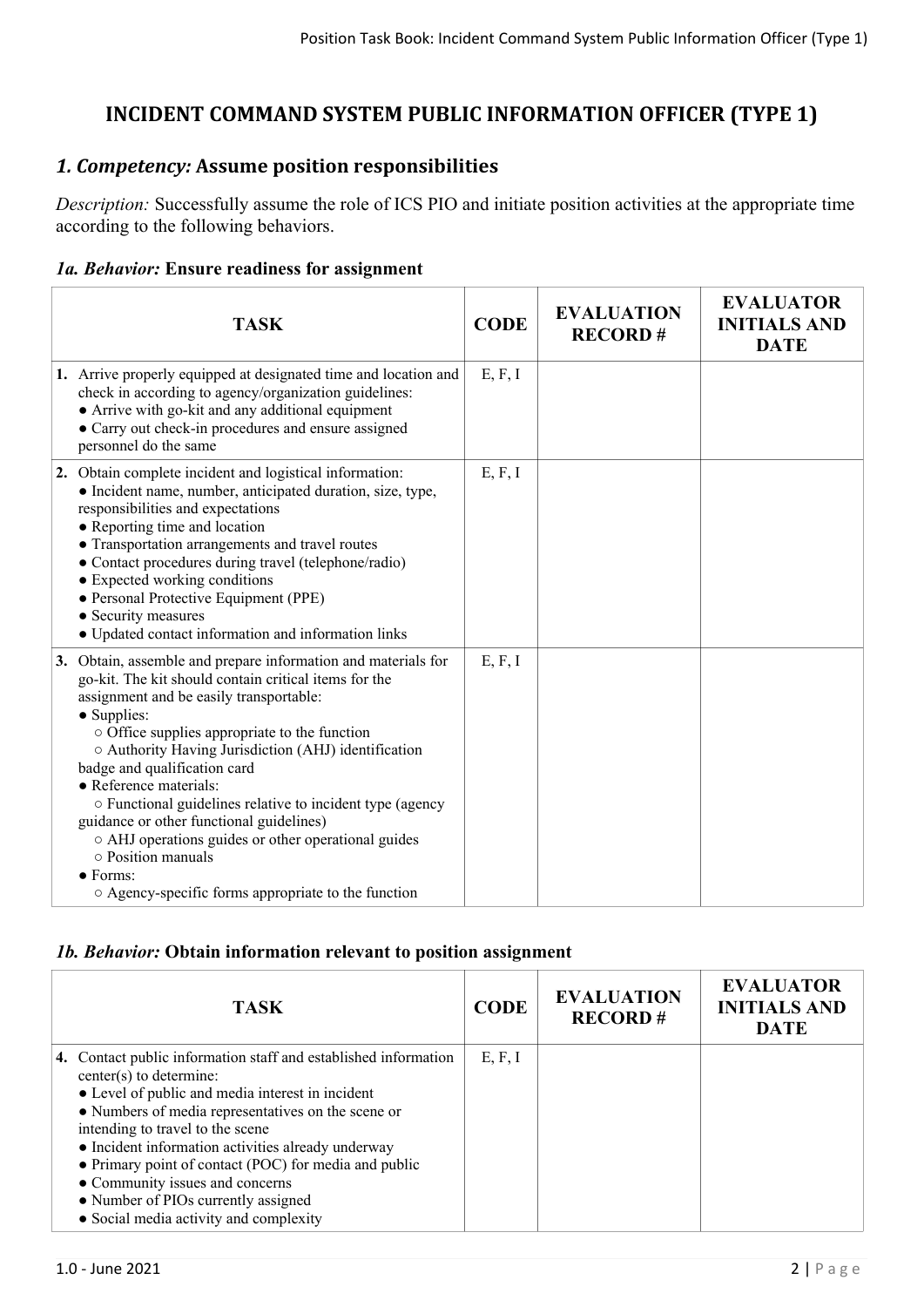# INCIDENT COMMAND SYSTEM PUBLIC INFORMATION OFFICER (TYPE 1)

## *1. Competency:* Assume position responsibilities

*Description:* Successfully assume the role of ICS PIO and initiate position activities at the appropriate time according to the following behaviors.

### *1a. Behavior:* Ensure readiness for assignment

| TASK | CODE | EVALUATION RECORD # | EVALUATOR INITIALS AND DATE |
|---|---|---|---|
| **1.** Arrive properly equipped at designated time and location and check in according to agency/organization guidelines:<br>● Arrive with go-kit and any additional equipment<br>● Carry out check-in procedures and ensure assigned personnel do the same | E, F, I | | |
| **2.** Obtain complete incident and logistical information:<br>● Incident name, number, anticipated duration, size, type, responsibilities and expectations<br>● Reporting time and location<br>● Transportation arrangements and travel routes<br>● Contact procedures during travel (telephone/radio)<br>● Expected working conditions<br>● Personal Protective Equipment (PPE)<br>● Security measures<br>● Updated contact information and information links | E, F, I | | |
| **3.** Obtain, assemble and prepare information and materials for go-kit. The kit should contain critical items for the assignment and be easily transportable:<br>● Supplies:<br>○ Office supplies appropriate to the function<br>○ Authority Having Jurisdiction (AHJ) identification badge and qualification card<br>● Reference materials:<br>○ Functional guidelines relative to incident type (agency guidance or other functional guidelines)<br>○ AHJ operations guides or other operational guides<br>○ Position manuals<br>● Forms:<br>○ Agency-specific forms appropriate to the function | E, F, I | | |

### *1b. Behavior:* Obtain information relevant to position assignment

| TASK | CODE | EVALUATION RECORD # | EVALUATOR INITIALS AND DATE |
|---|---|---|---|
| **4.** Contact public information staff and established information center(s) to determine:<br>● Level of public and media interest in incident<br>● Numbers of media representatives on the scene or intending to travel to the scene<br>● Incident information activities already underway<br>● Primary point of contact (POC) for media and public<br>● Community issues and concerns<br>● Number of PIOs currently assigned<br>● Social media activity and complexity | E, F, I | | |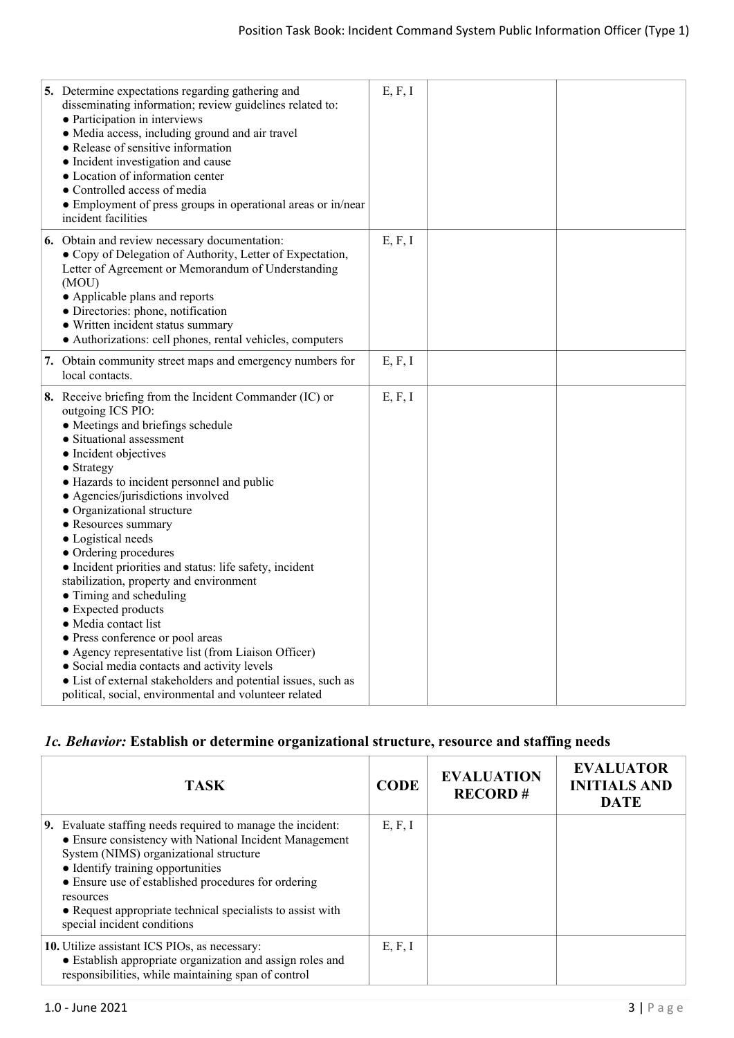| TASK | CODE | EVALUATION RECORD # | EVALUATOR INITIALS AND DATE |
| --- | --- | --- | --- |
| **5.** Determine expectations regarding gathering and disseminating information; review guidelines related to:<br>● Participation in interviews<br>● Media access, including ground and air travel<br>● Release of sensitive information<br>● Incident investigation and cause<br>● Location of information center<br>● Controlled access of media<br>● Employment of press groups in operational areas or in/near incident facilities | E, F, I | | |
| **6.** Obtain and review necessary documentation:<br>● Copy of Delegation of Authority, Letter of Expectation, Letter of Agreement or Memorandum of Understanding (MOU)<br>● Applicable plans and reports<br>● Directories: phone, notification<br>● Written incident status summary<br>● Authorizations: cell phones, rental vehicles, computers | E, F, I | | |
| **7.** Obtain community street maps and emergency numbers for local contacts. | E, F, I | | |
| **8.** Receive briefing from the Incident Commander (IC) or outgoing ICS PIO:<br>● Meetings and briefings schedule<br>● Situational assessment<br>● Incident objectives<br>● Strategy<br>● Hazards to incident personnel and public<br>● Agencies/jurisdictions involved<br>● Organizational structure<br>● Resources summary<br>● Logistical needs<br>● Ordering procedures<br>● Incident priorities and status: life safety, incident stabilization, property and environment<br>● Timing and scheduling<br>● Expected products<br>● Media contact list<br>● Press conference or pool areas<br>● Agency representative list (from Liaison Officer)<br>● Social media contacts and activity levels<br>● List of external stakeholders and potential issues, such as political, social, environmental and volunteer related | E, F, I | | |

## *1c. Behavior:* Establish or determine organizational structure, resource and staffing needs

| TASK | CODE | EVALUATION RECORD # | EVALUATOR INITIALS AND DATE |
| --- | --- | --- | --- |
| **9.** Evaluate staffing needs required to manage the incident:<br>● Ensure consistency with National Incident Management System (NIMS) organizational structure<br>● Identify training opportunities<br>● Ensure use of established procedures for ordering resources<br>● Request appropriate technical specialists to assist with special incident conditions | E, F, I | | |
| **10.** Utilize assistant ICS PIOs, as necessary:<br>● Establish appropriate organization and assign roles and responsibilities, while maintaining span of control | E, F, I | | |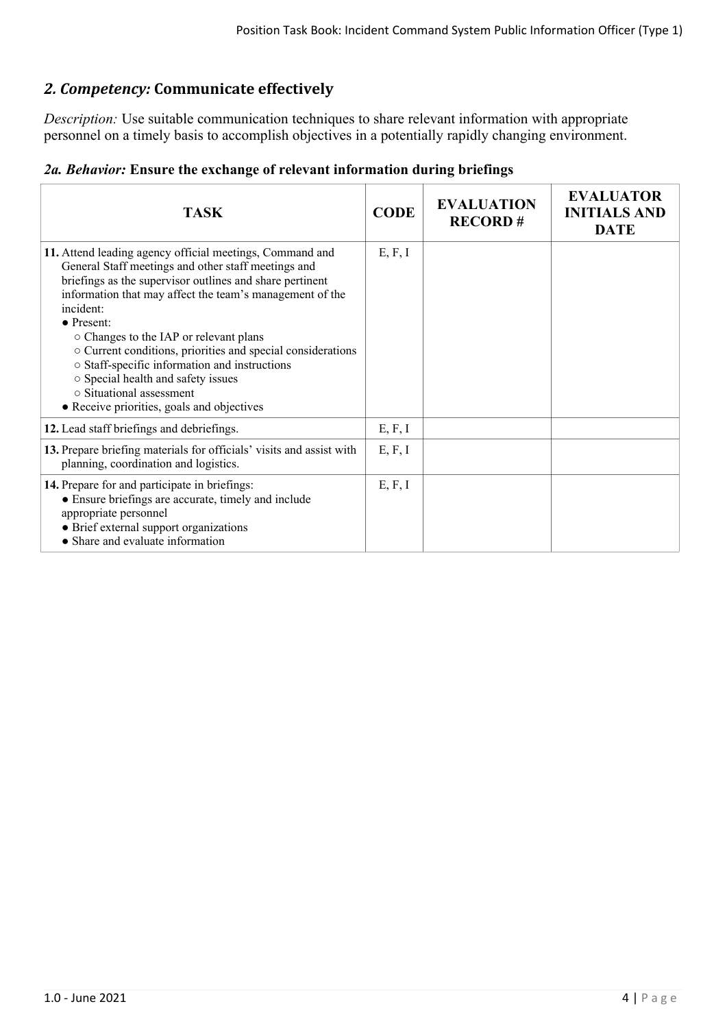## *2. Competency:* Communicate effectively

*Description:* Use suitable communication techniques to share relevant information with appropriate personnel on a timely basis to accomplish objectives in a potentially rapidly changing environment.

### *2a. Behavior:* Ensure the exchange of relevant information during briefings

| TASK | CODE | EVALUATION RECORD # | EVALUATOR INITIALS AND DATE |
|---|---|---|---|
| **11.** Attend leading agency official meetings, Command and General Staff meetings and other staff meetings and briefings as the supervisor outlines and share pertinent information that may affect the team's management of the incident:<br>● Present:<br>○ Changes to the IAP or relevant plans<br>○ Current conditions, priorities and special considerations<br>○ Staff-specific information and instructions<br>○ Special health and safety issues<br>○ Situational assessment<br>● Receive priorities, goals and objectives | E, F, I | | |
| **12.** Lead staff briefings and debriefings. | E, F, I | | |
| **13.** Prepare briefing materials for officials' visits and assist with planning, coordination and logistics. | E, F, I | | |
| **14.** Prepare for and participate in briefings:<br>● Ensure briefings are accurate, timely and include appropriate personnel<br>● Brief external support organizations<br>● Share and evaluate information | E, F, I | | |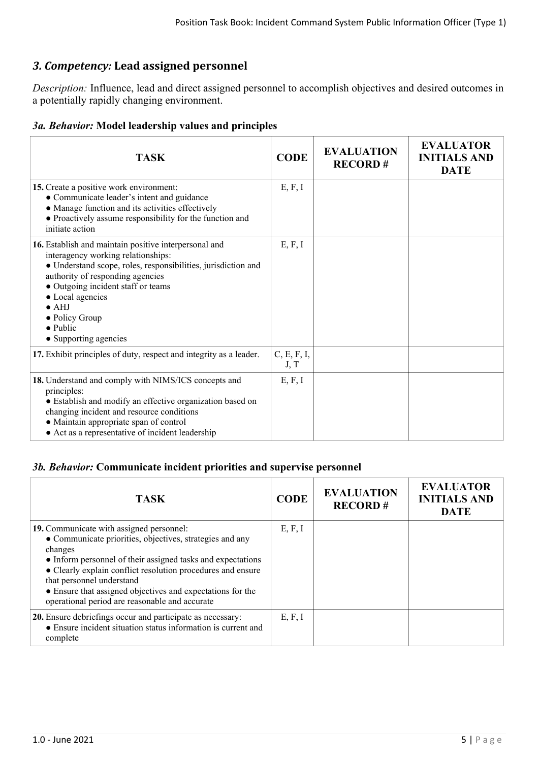## *3. Competency:* Lead assigned personnel

*Description:* Influence, lead and direct assigned personnel to accomplish objectives and desired outcomes in a potentially rapidly changing environment.

### *3a. Behavior:* Model leadership values and principles

| TASK | CODE | EVALUATION RECORD # | EVALUATOR INITIALS AND DATE |
|---|---|---|---|
| **15.** Create a positive work environment:<br>● Communicate leader's intent and guidance<br>● Manage function and its activities effectively<br>● Proactively assume responsibility for the function and initiate action | E, F, I | | |
| **16.** Establish and maintain positive interpersonal and interagency working relationships:<br>● Understand scope, roles, responsibilities, jurisdiction and authority of responding agencies<br>● Outgoing incident staff or teams<br>● Local agencies<br>● AHJ<br>● Policy Group<br>● Public<br>● Supporting agencies | E, F, I | | |
| **17.** Exhibit principles of duty, respect and integrity as a leader. | C, E, F, I, J, T | | |
| **18.** Understand and comply with NIMS/ICS concepts and principles:<br>● Establish and modify an effective organization based on changing incident and resource conditions<br>● Maintain appropriate span of control<br>● Act as a representative of incident leadership | E, F, I | | |

### *3b. Behavior:* Communicate incident priorities and supervise personnel

| TASK | CODE | EVALUATION RECORD # | EVALUATOR INITIALS AND DATE |
|---|---|---|---|
| **19.** Communicate with assigned personnel:<br>● Communicate priorities, objectives, strategies and any changes<br>● Inform personnel of their assigned tasks and expectations<br>● Clearly explain conflict resolution procedures and ensure that personnel understand<br>● Ensure that assigned objectives and expectations for the operational period are reasonable and accurate | E, F, I | | |
| **20.** Ensure debriefings occur and participate as necessary:<br>● Ensure incident situation status information is current and complete | E, F, I | | |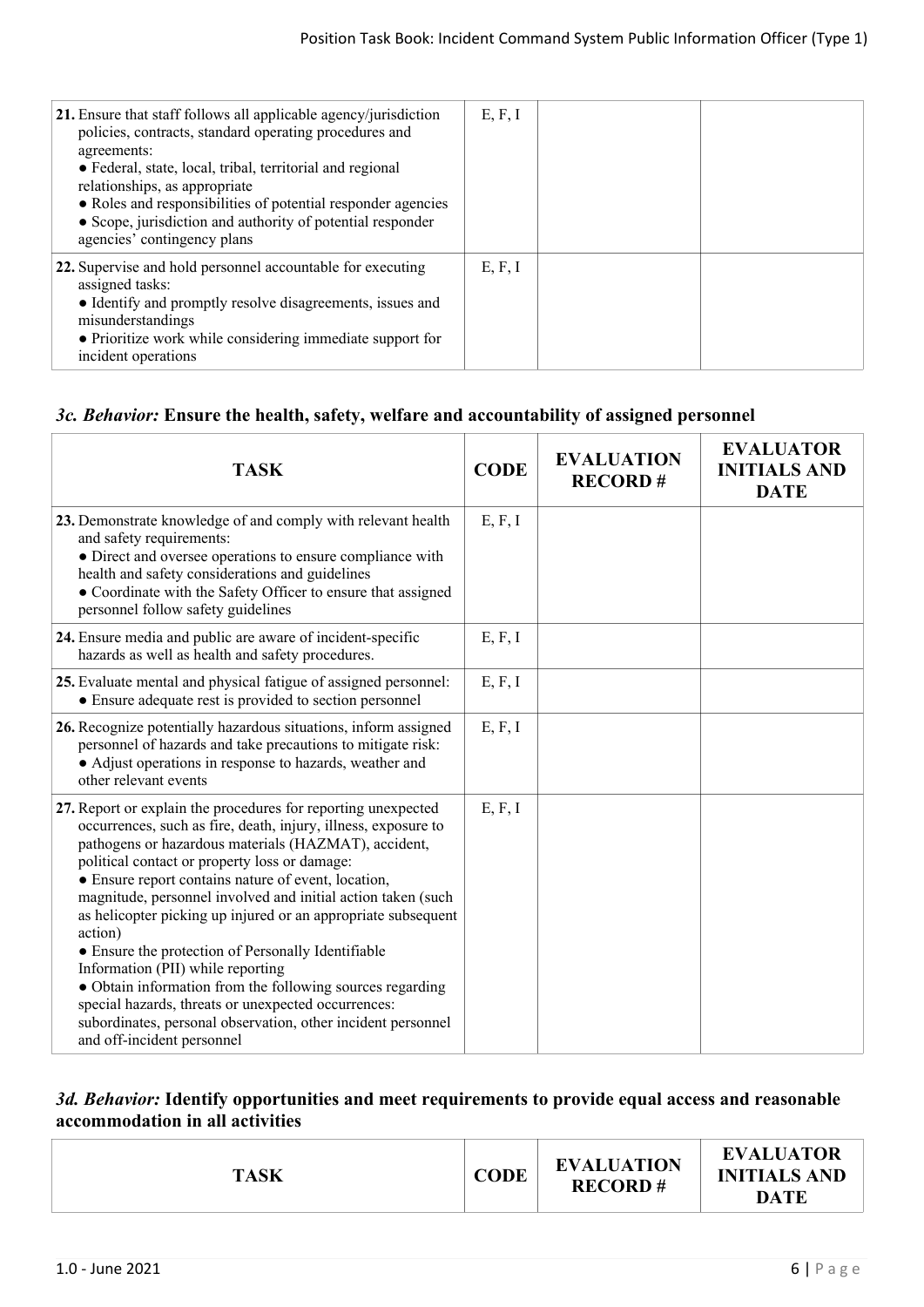| TASK | CODE | EVALUATION RECORD # | EVALUATOR INITIALS AND DATE |
|---|---|---|---|
| **21.** Ensure that staff follows all applicable agency/jurisdiction policies, contracts, standard operating procedures and agreements:<br>● Federal, state, local, tribal, territorial and regional relationships, as appropriate<br>● Roles and responsibilities of potential responder agencies<br>● Scope, jurisdiction and authority of potential responder agencies' contingency plans | E, F, I | | |
| **22.** Supervise and hold personnel accountable for executing assigned tasks:<br>● Identify and promptly resolve disagreements, issues and misunderstandings<br>● Prioritize work while considering immediate support for incident operations | E, F, I | | |

### *3c. Behavior:* Ensure the health, safety, welfare and accountability of assigned personnel

| TASK | CODE | EVALUATION RECORD # | EVALUATOR INITIALS AND DATE |
|---|---|---|---|
| **23.** Demonstrate knowledge of and comply with relevant health and safety requirements:<br>● Direct and oversee operations to ensure compliance with health and safety considerations and guidelines<br>● Coordinate with the Safety Officer to ensure that assigned personnel follow safety guidelines | E, F, I | | |
| **24.** Ensure media and public are aware of incident-specific hazards as well as health and safety procedures. | E, F, I | | |
| **25.** Evaluate mental and physical fatigue of assigned personnel:<br>● Ensure adequate rest is provided to section personnel | E, F, I | | |
| **26.** Recognize potentially hazardous situations, inform assigned personnel of hazards and take precautions to mitigate risk:<br>● Adjust operations in response to hazards, weather and other relevant events | E, F, I | | |
| **27.** Report or explain the procedures for reporting unexpected occurrences, such as fire, death, injury, illness, exposure to pathogens or hazardous materials (HAZMAT), accident, political contact or property loss or damage:<br>● Ensure report contains nature of event, location, magnitude, personnel involved and initial action taken (such as helicopter picking up injured or an appropriate subsequent action)<br>● Ensure the protection of Personally Identifiable Information (PII) while reporting<br>● Obtain information from the following sources regarding special hazards, threats or unexpected occurrences: subordinates, personal observation, other incident personnel and off-incident personnel | E, F, I | | |

### *3d. Behavior:* Identify opportunities and meet requirements to provide equal access and reasonable accommodation in all activities

| TASK | CODE | EVALUATION RECORD # | EVALUATOR INITIALS AND DATE |
|---|---|---|---|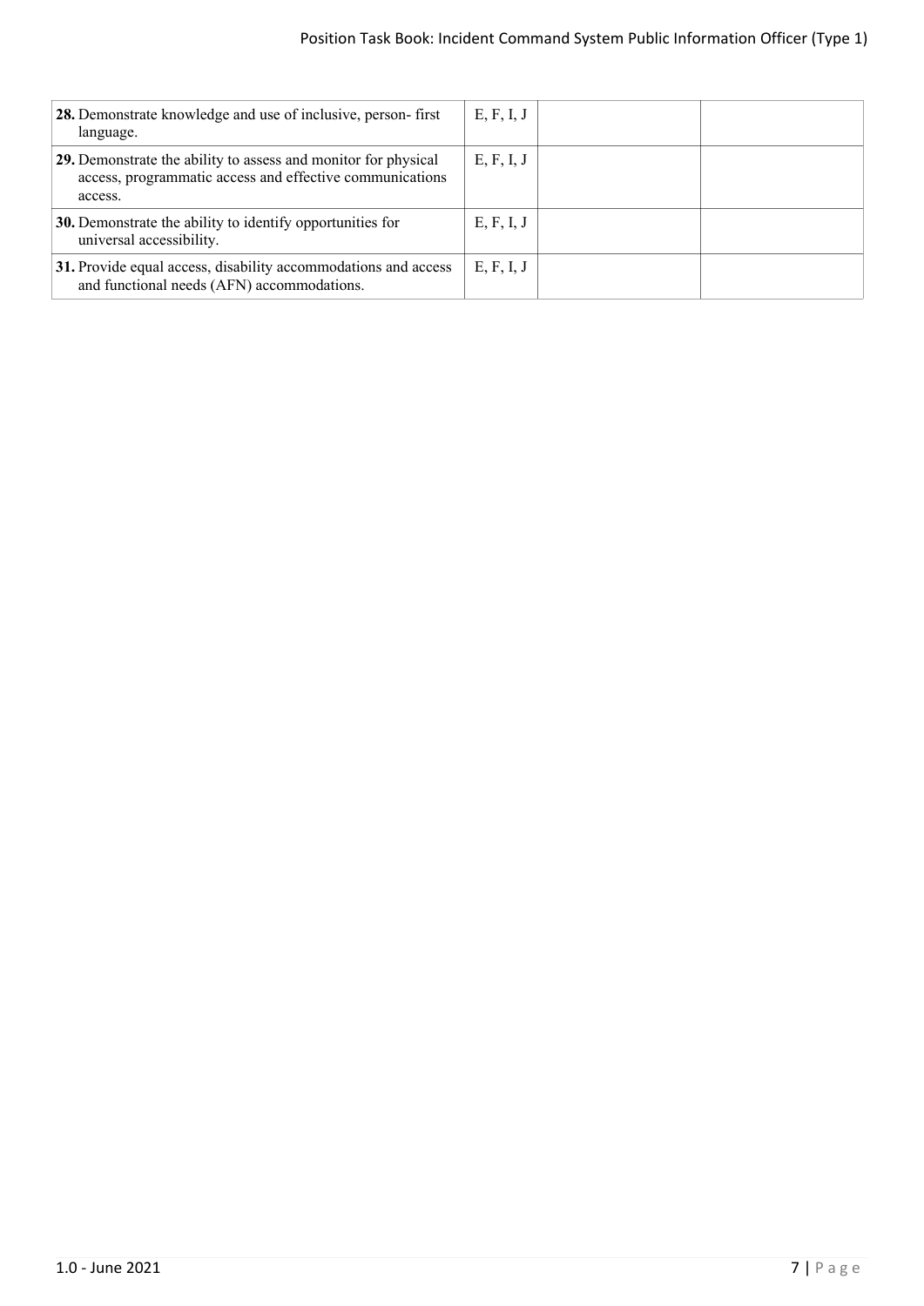| | | | |
|---|---|---|---|
| **28.** Demonstrate knowledge and use of inclusive, person- first language. | E, F, I, J | | |
| **29.** Demonstrate the ability to assess and monitor for physical access, programmatic access and effective communications access. | E, F, I, J | | |
| **30.** Demonstrate the ability to identify opportunities for universal accessibility. | E, F, I, J | | |
| **31.** Provide equal access, disability accommodations and access and functional needs (AFN) accommodations. | E, F, I, J | | |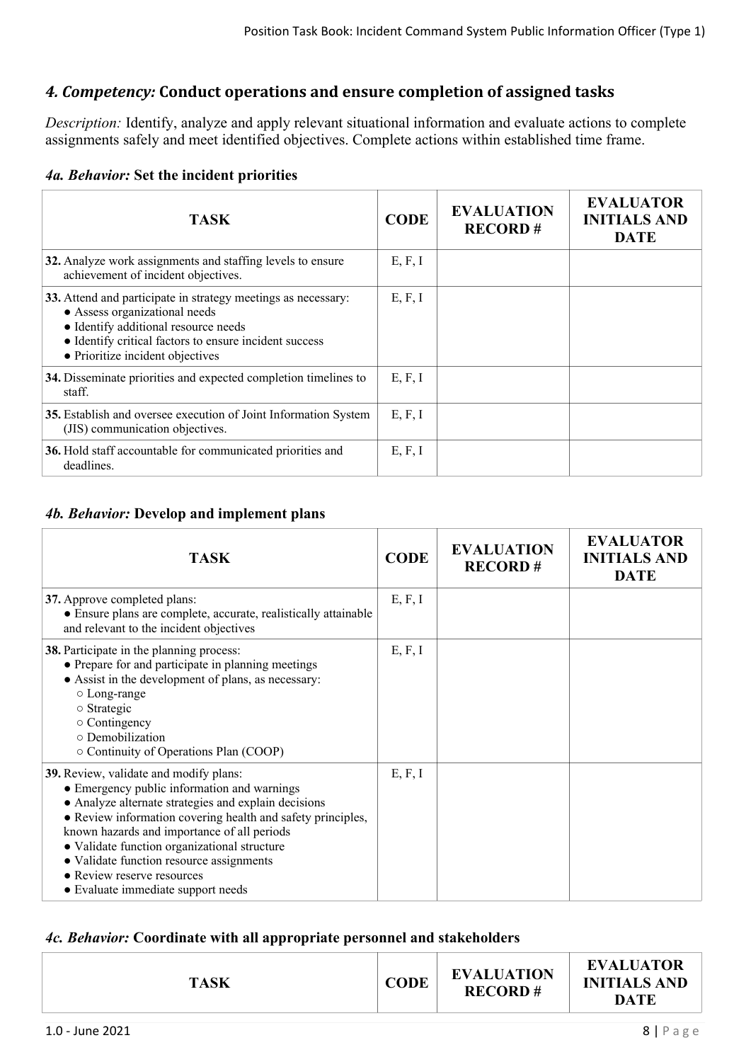## *4. Competency:* Conduct operations and ensure completion of assigned tasks

*Description:* Identify, analyze and apply relevant situational information and evaluate actions to complete assignments safely and meet identified objectives. Complete actions within established time frame.

### *4a. Behavior:* Set the incident priorities

| TASK | CODE | EVALUATION RECORD # | EVALUATOR INITIALS AND DATE |
|---|---|---|---|
| **32.** Analyze work assignments and staffing levels to ensure achievement of incident objectives. | E, F, I | | |
| **33.** Attend and participate in strategy meetings as necessary:<br>● Assess organizational needs<br>● Identify additional resource needs<br>● Identify critical factors to ensure incident success<br>● Prioritize incident objectives | E, F, I | | |
| **34.** Disseminate priorities and expected completion timelines to staff. | E, F, I | | |
| **35.** Establish and oversee execution of Joint Information System (JIS) communication objectives. | E, F, I | | |
| **36.** Hold staff accountable for communicated priorities and deadlines. | E, F, I | | |

### *4b. Behavior:* Develop and implement plans

| TASK | CODE | EVALUATION RECORD # | EVALUATOR INITIALS AND DATE |
|---|---|---|---|
| **37.** Approve completed plans:<br>● Ensure plans are complete, accurate, realistically attainable and relevant to the incident objectives | E, F, I | | |
| **38.** Participate in the planning process:<br>● Prepare for and participate in planning meetings<br>● Assist in the development of plans, as necessary:<br>○ Long-range<br>○ Strategic<br>○ Contingency<br>○ Demobilization<br>○ Continuity of Operations Plan (COOP) | E, F, I | | |
| **39.** Review, validate and modify plans:<br>● Emergency public information and warnings<br>● Analyze alternate strategies and explain decisions<br>● Review information covering health and safety principles, known hazards and importance of all periods<br>● Validate function organizational structure<br>● Validate function resource assignments<br>● Review reserve resources<br>● Evaluate immediate support needs | E, F, I | | |

### *4c. Behavior:* Coordinate with all appropriate personnel and stakeholders

| TASK | CODE | EVALUATION RECORD # | EVALUATOR INITIALS AND DATE |
|---|---|---|---|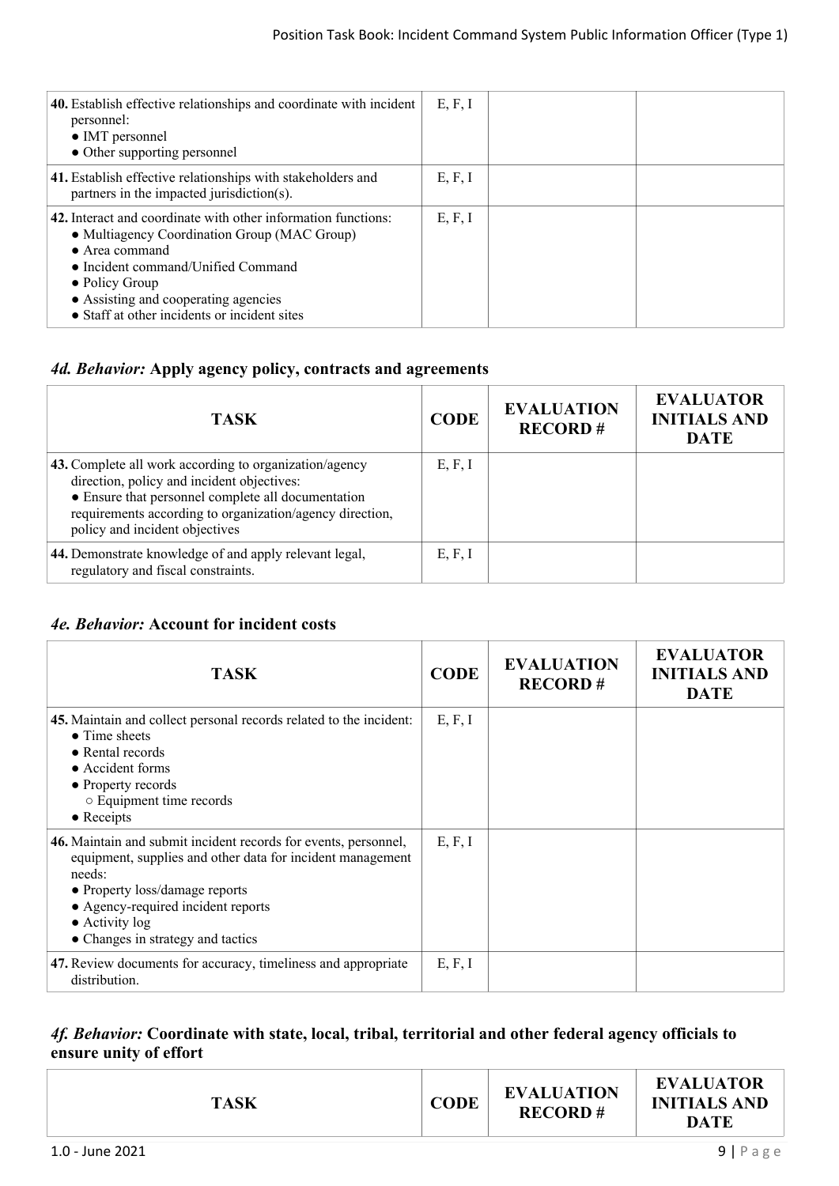| TASK | CODE | EVALUATION RECORD # | EVALUATOR INITIALS AND DATE |
|---|---|---|---|
| **40.** Establish effective relationships and coordinate with incident personnel:<br>● IMT personnel<br>● Other supporting personnel | E, F, I | | |
| **41.** Establish effective relationships with stakeholders and partners in the impacted jurisdiction(s). | E, F, I | | |
| **42.** Interact and coordinate with other information functions:<br>● Multiagency Coordination Group (MAC Group)<br>● Area command<br>● Incident command/Unified Command<br>● Policy Group<br>● Assisting and cooperating agencies<br>● Staff at other incidents or incident sites | E, F, I | | |

### *4d. Behavior:* Apply agency policy, contracts and agreements

| TASK | CODE | EVALUATION RECORD # | EVALUATOR INITIALS AND DATE |
|---|---|---|---|
| **43.** Complete all work according to organization/agency direction, policy and incident objectives:<br>● Ensure that personnel complete all documentation requirements according to organization/agency direction, policy and incident objectives | E, F, I | | |
| **44.** Demonstrate knowledge of and apply relevant legal, regulatory and fiscal constraints. | E, F, I | | |

### *4e. Behavior:* Account for incident costs

| TASK | CODE | EVALUATION RECORD # | EVALUATOR INITIALS AND DATE |
|---|---|---|---|
| **45.** Maintain and collect personal records related to the incident:<br>● Time sheets<br>● Rental records<br>● Accident forms<br>● Property records<br>○ Equipment time records<br>● Receipts | E, F, I | | |
| **46.** Maintain and submit incident records for events, personnel, equipment, supplies and other data for incident management needs:<br>● Property loss/damage reports<br>● Agency-required incident reports<br>● Activity log<br>● Changes in strategy and tactics | E, F, I | | |
| **47.** Review documents for accuracy, timeliness and appropriate distribution. | E, F, I | | |

### *4f. Behavior:* Coordinate with state, local, tribal, territorial and other federal agency officials to ensure unity of effort

| TASK | CODE | EVALUATION RECORD # | EVALUATOR INITIALS AND DATE |
|---|---|---|---|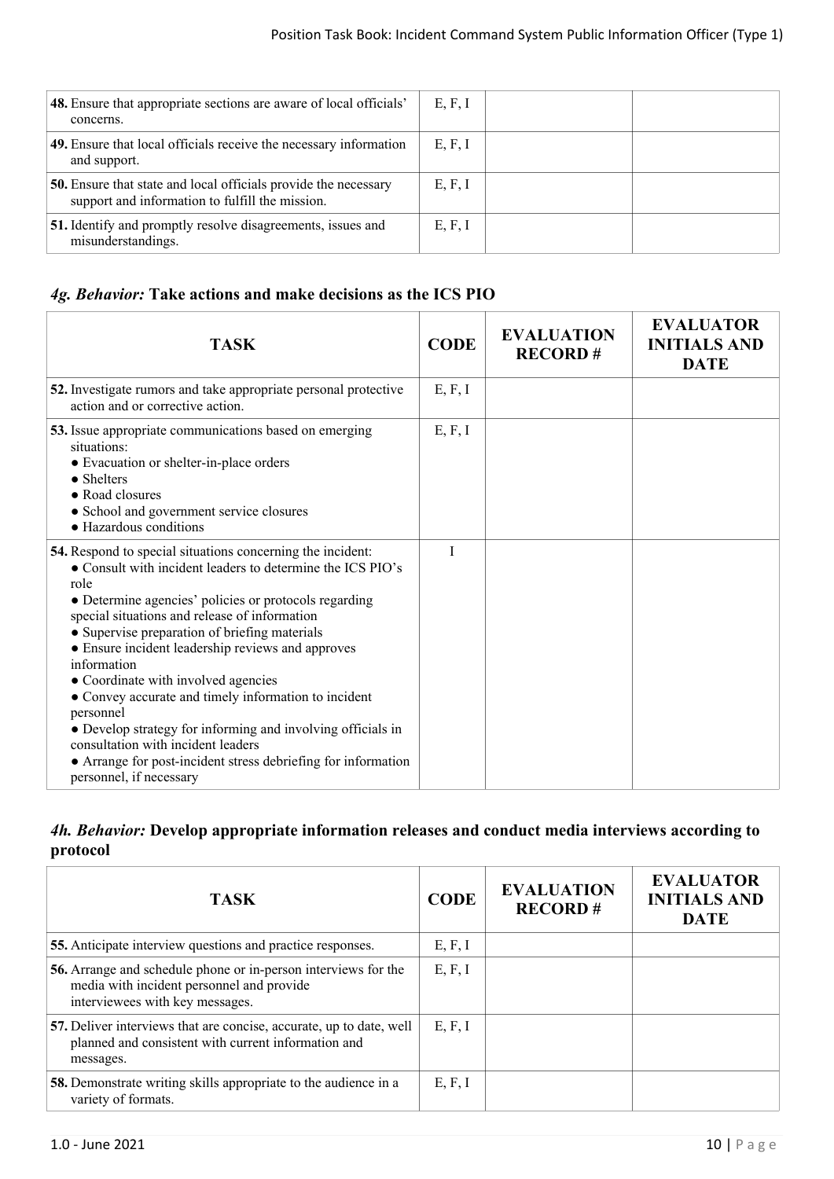| TASK | CODE | EVALUATION RECORD # | EVALUATOR INITIALS AND DATE |
|---|---|---|---|
| **48.** Ensure that appropriate sections are aware of local officials' concerns. | E, F, I | | |
| **49.** Ensure that local officials receive the necessary information and support. | E, F, I | | |
| **50.** Ensure that state and local officials provide the necessary support and information to fulfill the mission. | E, F, I | | |
| **51.** Identify and promptly resolve disagreements, issues and misunderstandings. | E, F, I | | |

### *4g. Behavior:* Take actions and make decisions as the ICS PIO

| TASK | CODE | EVALUATION RECORD # | EVALUATOR INITIALS AND DATE |
|---|---|---|---|
| **52.** Investigate rumors and take appropriate personal protective action and or corrective action. | E, F, I | | |
| **53.** Issue appropriate communications based on emerging situations:<br>● Evacuation or shelter-in-place orders<br>● Shelters<br>● Road closures<br>● School and government service closures<br>● Hazardous conditions | E, F, I | | |
| **54.** Respond to special situations concerning the incident:<br>● Consult with incident leaders to determine the ICS PIO's role<br>● Determine agencies' policies or protocols regarding special situations and release of information<br>● Supervise preparation of briefing materials<br>● Ensure incident leadership reviews and approves information<br>● Coordinate with involved agencies<br>● Convey accurate and timely information to incident personnel<br>● Develop strategy for informing and involving officials in consultation with incident leaders<br>● Arrange for post-incident stress debriefing for information personnel, if necessary | I | | |

### *4h. Behavior:* Develop appropriate information releases and conduct media interviews according to protocol

| TASK | CODE | EVALUATION RECORD # | EVALUATOR INITIALS AND DATE |
|---|---|---|---|
| **55.** Anticipate interview questions and practice responses. | E, F, I | | |
| **56.** Arrange and schedule phone or in-person interviews for the media with incident personnel and provide interviewees with key messages. | E, F, I | | |
| **57.** Deliver interviews that are concise, accurate, up to date, well planned and consistent with current information and messages. | E, F, I | | |
| **58.** Demonstrate writing skills appropriate to the audience in a variety of formats. | E, F, I | | |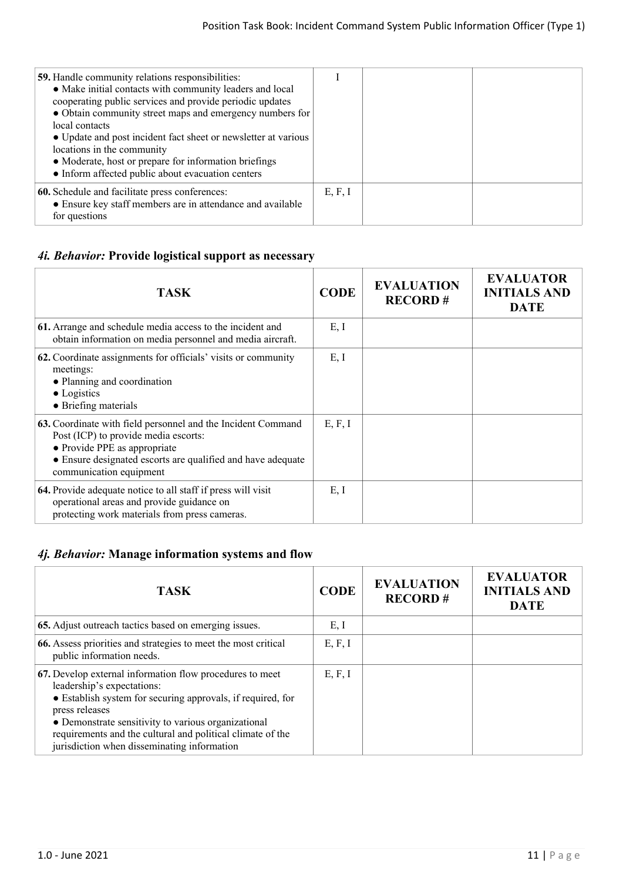| TASK | CODE | EVALUATION RECORD # | EVALUATOR INITIALS AND DATE |
|---|---|---|---|
| **59.** Handle community relations responsibilities:<br>• Make initial contacts with community leaders and local cooperating public services and provide periodic updates<br>• Obtain community street maps and emergency numbers for local contacts<br>• Update and post incident fact sheet or newsletter at various locations in the community<br>• Moderate, host or prepare for information briefings<br>• Inform affected public about evacuation centers | I | | |
| **60.** Schedule and facilitate press conferences:<br>• Ensure key staff members are in attendance and available for questions | E, F, I | | |

### *4i. Behavior:* Provide logistical support as necessary

| TASK | CODE | EVALUATION RECORD # | EVALUATOR INITIALS AND DATE |
|---|---|---|---|
| **61.** Arrange and schedule media access to the incident and obtain information on media personnel and media aircraft. | E, I | | |
| **62.** Coordinate assignments for officials' visits or community meetings:<br>• Planning and coordination<br>• Logistics<br>• Briefing materials | E, I | | |
| **63.** Coordinate with field personnel and the Incident Command Post (ICP) to provide media escorts:<br>• Provide PPE as appropriate<br>• Ensure designated escorts are qualified and have adequate communication equipment | E, F, I | | |
| **64.** Provide adequate notice to all staff if press will visit operational areas and provide guidance on protecting work materials from press cameras. | E, I | | |

### *4j. Behavior:* Manage information systems and flow

| TASK | CODE | EVALUATION RECORD # | EVALUATOR INITIALS AND DATE |
|---|---|---|---|
| **65.** Adjust outreach tactics based on emerging issues. | E, I | | |
| **66.** Assess priorities and strategies to meet the most critical public information needs. | E, F, I | | |
| **67.** Develop external information flow procedures to meet leadership's expectations:<br>• Establish system for securing approvals, if required, for press releases<br>• Demonstrate sensitivity to various organizational requirements and the cultural and political climate of the jurisdiction when disseminating information | E, F, I | | |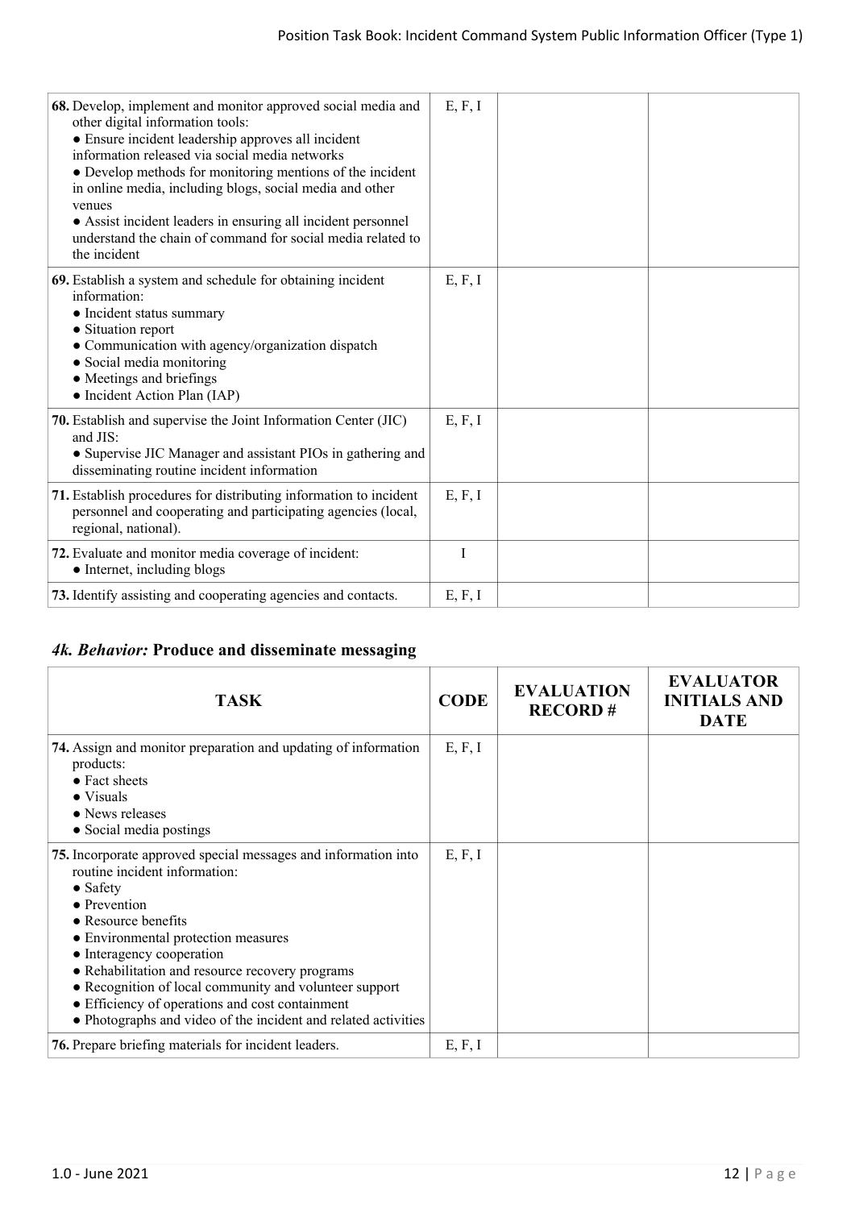| TASK | CODE | EVALUATION RECORD # | EVALUATOR INITIALS AND DATE |
|---|---|---|---|
| **68.** Develop, implement and monitor approved social media and other digital information tools:<br>● Ensure incident leadership approves all incident information released via social media networks<br>● Develop methods for monitoring mentions of the incident in online media, including blogs, social media and other venues<br>● Assist incident leaders in ensuring all incident personnel understand the chain of command for social media related to the incident | E, F, I | | |
| **69.** Establish a system and schedule for obtaining incident information:<br>● Incident status summary<br>● Situation report<br>● Communication with agency/organization dispatch<br>● Social media monitoring<br>● Meetings and briefings<br>● Incident Action Plan (IAP) | E, F, I | | |
| **70.** Establish and supervise the Joint Information Center (JIC) and JIS:<br>● Supervise JIC Manager and assistant PIOs in gathering and disseminating routine incident information | E, F, I | | |
| **71.** Establish procedures for distributing information to incident personnel and cooperating and participating agencies (local, regional, national). | E, F, I | | |
| **72.** Evaluate and monitor media coverage of incident:<br>● Internet, including blogs | I | | |
| **73.** Identify assisting and cooperating agencies and contacts. | E, F, I | | |

## *4k. Behavior:* Produce and disseminate messaging

| TASK | CODE | EVALUATION RECORD # | EVALUATOR INITIALS AND DATE |
|---|---|---|---|
| **74.** Assign and monitor preparation and updating of information products:<br>● Fact sheets<br>● Visuals<br>● News releases<br>● Social media postings | E, F, I | | |
| **75.** Incorporate approved special messages and information into routine incident information:<br>● Safety<br>● Prevention<br>● Resource benefits<br>● Environmental protection measures<br>● Interagency cooperation<br>● Rehabilitation and resource recovery programs<br>● Recognition of local community and volunteer support<br>● Efficiency of operations and cost containment<br>● Photographs and video of the incident and related activities | E, F, I | | |
| **76.** Prepare briefing materials for incident leaders. | E, F, I | | |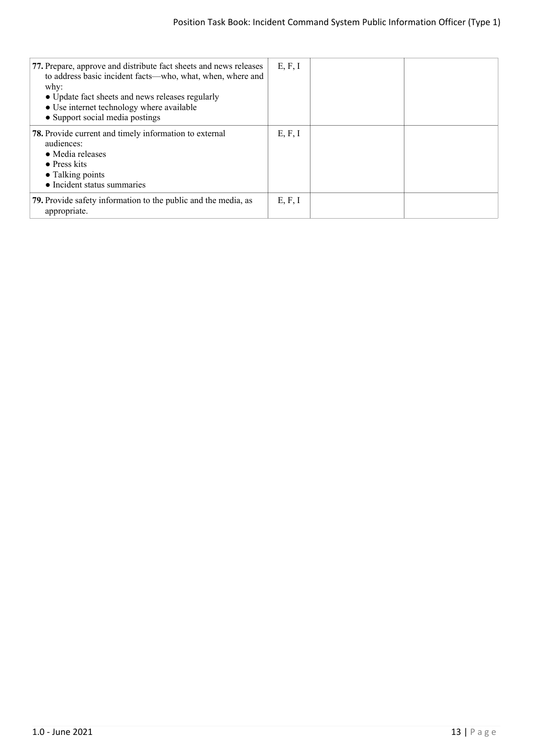| | | | |
|---|---|---|---|
| **77.** Prepare, approve and distribute fact sheets and news releases to address basic incident facts—who, what, when, where and why:<br>● Update fact sheets and news releases regularly<br>● Use internet technology where available<br>● Support social media postings | E, F, I | | |
| **78.** Provide current and timely information to external audiences:<br>● Media releases<br>● Press kits<br>● Talking points<br>● Incident status summaries | E, F, I | | |
| **79.** Provide safety information to the public and the media, as appropriate. | E, F, I | | |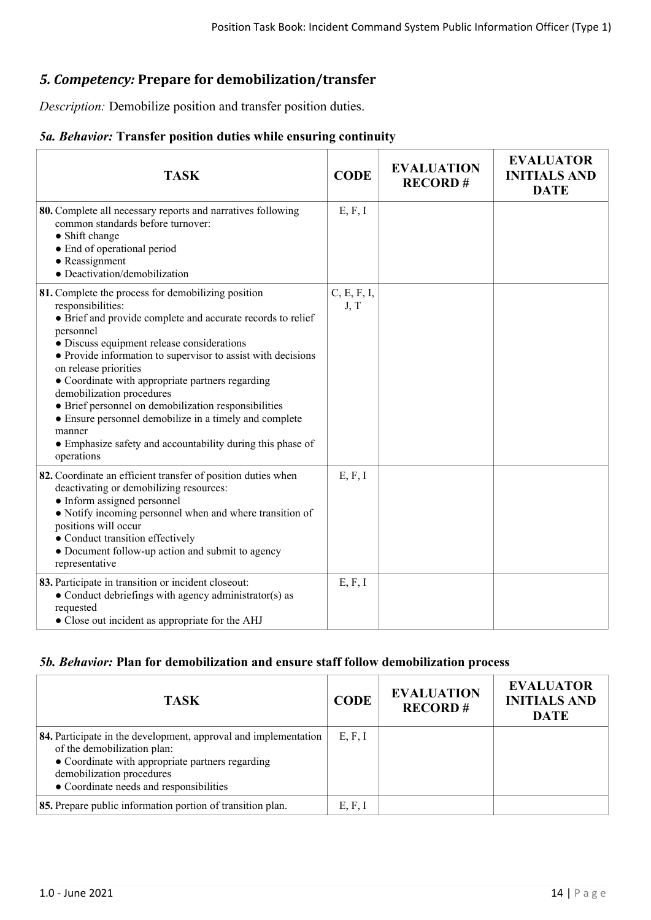## *5. Competency:* Prepare for demobilization/transfer

*Description:* Demobilize position and transfer position duties.

### *5a. Behavior:* Transfer position duties while ensuring continuity

| TASK | CODE | EVALUATION RECORD # | EVALUATOR INITIALS AND DATE |
|---|---|---|---|
| **80.** Complete all necessary reports and narratives following common standards before turnover:<br>● Shift change<br>● End of operational period<br>● Reassignment<br>● Deactivation/demobilization | E, F, I | | |
| **81.** Complete the process for demobilizing position responsibilities:<br>● Brief and provide complete and accurate records to relief personnel<br>● Discuss equipment release considerations<br>● Provide information to supervisor to assist with decisions on release priorities<br>● Coordinate with appropriate partners regarding demobilization procedures<br>● Brief personnel on demobilization responsibilities<br>● Ensure personnel demobilize in a timely and complete manner<br>● Emphasize safety and accountability during this phase of operations | C, E, F, I, J, T | | |
| **82.** Coordinate an efficient transfer of position duties when deactivating or demobilizing resources:<br>● Inform assigned personnel<br>● Notify incoming personnel when and where transition of positions will occur<br>● Conduct transition effectively<br>● Document follow-up action and submit to agency representative | E, F, I | | |
| **83.** Participate in transition or incident closeout:<br>● Conduct debriefings with agency administrator(s) as requested<br>● Close out incident as appropriate for the AHJ | E, F, I | | |

### *5b. Behavior:* Plan for demobilization and ensure staff follow demobilization process

| TASK | CODE | EVALUATION RECORD # | EVALUATOR INITIALS AND DATE |
|---|---|---|---|
| **84.** Participate in the development, approval and implementation of the demobilization plan:<br>● Coordinate with appropriate partners regarding demobilization procedures<br>● Coordinate needs and responsibilities | E, F, I | | |
| **85.** Prepare public information portion of transition plan. | E, F, I | | |